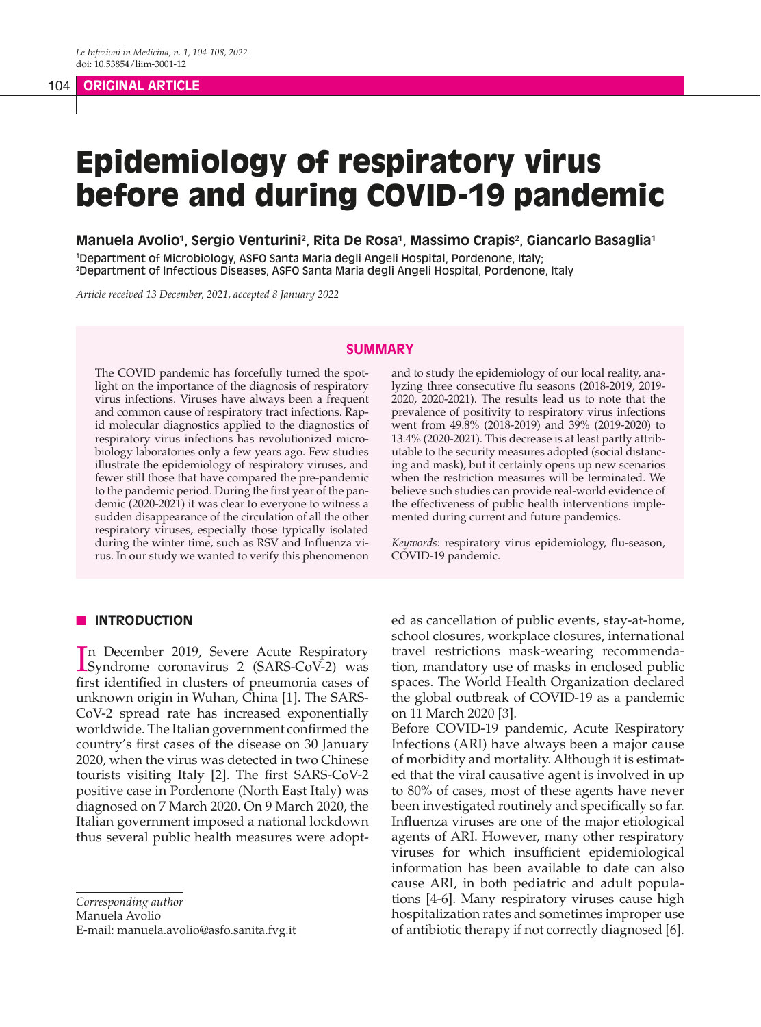# Epidemiology of respiratory virus before and during COVID-19 pandemic

**Manuela Avolio[1], Sergio Venturini[2], Rita De Rosa[1], Massimo Crapis[2], Giancarlo Basaglia[1]**

[1]Department of Microbiology, ASFO Santa Maria degli Angeli Hospital, Pordenone, Italy;
[2]Department of Infectious Diseases, ASFO Santa Maria degli Angeli Hospital, Pordenone, Italy

*Article received 13 December, 2021, accepted 8 January 2022*

## SUMMARY

The COVID pandemic has forcefully turned the spotlight on the importance of the diagnosis of respiratory virus infections. Viruses have always been a frequent and common cause of respiratory tract infections. Rapid molecular diagnostics applied to the diagnostics of respiratory virus infections has revolutionized microbiology laboratories only a few years ago. Few studies illustrate the epidemiology of respiratory viruses, and fewer still those that have compared the pre-pandemic to the pandemic period. During the first year of the pandemic (2020-2021) it was clear to everyone to witness a sudden disappearance of the circulation of all the other respiratory viruses, especially those typically isolated during the winter time, such as RSV and Influenza virus. In our study we wanted to verify this phenomenon and to study the epidemiology of our local reality, analyzing three consecutive flu seasons (2018-2019, 2019-2020, 2020-2021). The results lead us to note that the prevalence of positivity to respiratory virus infections went from 49.8% (2018-2019) and 39% (2019-2020) to 13.4% (2020-2021). This decrease is at least partly attributable to the security measures adopted (social distancing and mask), but it certainly opens up new scenarios when the restriction measures will be terminated. We believe such studies can provide real-world evidence of the effectiveness of public health interventions implemented during current and future pandemics.

*Keywords*: respiratory virus epidemiology, flu-season, COVID-19 pandemic.

## INTRODUCTION

In December 2019, Severe Acute Respiratory Syndrome coronavirus 2 (SARS-CoV-2) was first identified in clusters of pneumonia cases of unknown origin in Wuhan, China [1]. The SARS-CoV-2 spread rate has increased exponentially worldwide. The Italian government confirmed the country's first cases of the disease on 30 January 2020, when the virus was detected in two Chinese tourists visiting Italy [2]. The first SARS-CoV-2 positive case in Pordenone (North East Italy) was diagnosed on 7 March 2020. On 9 March 2020, the Italian government imposed a national lockdown thus several public health measures were adopted as cancellation of public events, stay-at-home, school closures, workplace closures, international travel restrictions mask-wearing recommendation, mandatory use of masks in enclosed public spaces. The World Health Organization declared the global outbreak of COVID-19 as a pandemic on 11 March 2020 [3].

Before COVID-19 pandemic, Acute Respiratory Infections (ARI) have always been a major cause of morbidity and mortality. Although it is estimated that the viral causative agent is involved in up to 80% of cases, most of these agents have never been investigated routinely and specifically so far. Influenza viruses are one of the major etiological agents of ARI. However, many other respiratory viruses for which insufficient epidemiological information has been available to date can also cause ARI, in both pediatric and adult populations [4-6]. Many respiratory viruses cause high hospitalization rates and sometimes improper use of antibiotic therapy if not correctly diagnosed [6].

*Corresponding author*
Manuela Avolio
E-mail: manuela.avolio@asfo.sanita.fvg.it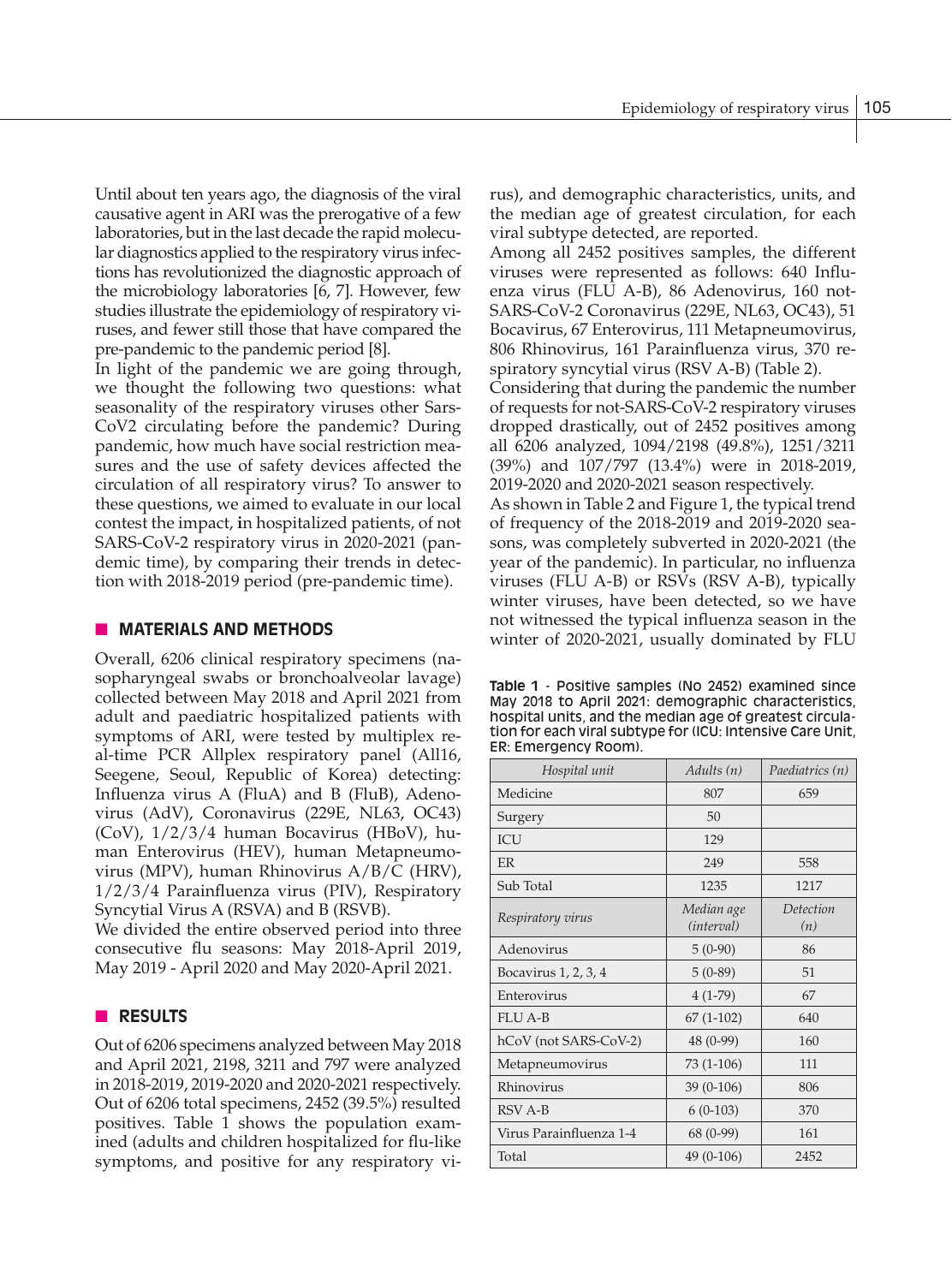Until about ten years ago, the diagnosis of the viral causative agent in ARI was the prerogative of a few laboratories, but in the last decade the rapid molecular diagnostics applied to the respiratory virus infections has revolutionized the diagnostic approach of the microbiology laboratories [6, 7]. However, few studies illustrate the epidemiology of respiratory viruses, and fewer still those that have compared the pre-pandemic to the pandemic period [8].

In light of the pandemic we are going through, we thought the following two questions: what seasonality of the respiratory viruses other Sars-CoV2 circulating before the pandemic? During pandemic, how much have social restriction measures and the use of safety devices affected the circulation of all respiratory virus? To answer to these questions, we aimed to evaluate in our local contest the impact, in hospitalized patients, of not SARS-CoV-2 respiratory virus in 2020-2021 (pandemic time), by comparing their trends in detection with 2018-2019 period (pre-pandemic time).

## MATERIALS AND METHODS

Overall, 6206 clinical respiratory specimens (nasopharyngeal swabs or bronchoalveolar lavage) collected between May 2018 and April 2021 from adult and paediatric hospitalized patients with symptoms of ARI, were tested by multiplex real-time PCR Allplex respiratory panel (All16, Seegene, Seoul, Republic of Korea) detecting: Influenza virus A (FluA) and B (FluB), Adenovirus (AdV), Coronavirus (229E, NL63, OC43) (CoV), 1/2/3/4 human Bocavirus (HBoV), human Enterovirus (HEV), human Metapneumovirus (MPV), human Rhinovirus A/B/C (HRV), 1/2/3/4 Parainfluenza virus (PIV), Respiratory Syncytial Virus A (RSVA) and B (RSVB).

We divided the entire observed period into three consecutive flu seasons: May 2018-April 2019, May 2019 - April 2020 and May 2020-April 2021.

## RESULTS

Out of 6206 specimens analyzed between May 2018 and April 2021, 2198, 3211 and 797 were analyzed in 2018-2019, 2019-2020 and 2020-2021 respectively. Out of 6206 total specimens, 2452 (39.5%) resulted positives. Table 1 shows the population examined (adults and children hospitalized for flu-like symptoms, and positive for any respiratory virus), and demographic characteristics, units, and the median age of greatest circulation, for each viral subtype detected, are reported.

Among all 2452 positives samples, the different viruses were represented as follows: 640 Influenza virus (FLU A-B), 86 Adenovirus, 160 not-SARS-CoV-2 Coronavirus (229E, NL63, OC43), 51 Bocavirus, 67 Enterovirus, 111 Metapneumovirus, 806 Rhinovirus, 161 Parainfluenza virus, 370 respiratory syncytial virus (RSV A-B) (Table 2).

Considering that during the pandemic the number of requests for not-SARS-CoV-2 respiratory viruses dropped drastically, out of 2452 positives among all 6206 analyzed, 1094/2198 (49.8%), 1251/3211 (39%) and 107/797 (13.4%) were in 2018-2019, 2019-2020 and 2020-2021 season respectively.

As shown in Table 2 and Figure 1, the typical trend of frequency of the 2018-2019 and 2019-2020 seasons, was completely subverted in 2020-2021 (the year of the pandemic). In particular, no influenza viruses (FLU A-B) or RSVs (RSV A-B), typically winter viruses, have been detected, so we have not witnessed the typical influenza season in the winter of 2020-2021, usually dominated by FLU

**Table 1** - Positive samples (No 2452) examined since May 2018 to April 2021: demographic characteristics, hospital units, and the median age of greatest circulation for each viral subtype for (ICU: Intensive Care Unit, ER: Emergency Room).

| *Hospital unit* | *Adults (n)* | *Paediatrics (n)* |
|---|---|---|
| Medicine | 807 | 659 |
| Surgery | 50 | |
| ICU | 129 | |
| ER | 249 | 558 |
| Sub Total | 1235 | 1217 |
| *Respiratory virus* | *Median age (interval)* | *Detection (n)* |
| Adenovirus | 5 (0-90) | 86 |
| Bocavirus 1, 2, 3, 4 | 5 (0-89) | 51 |
| Enterovirus | 4 (1-79) | 67 |
| FLU A-B | 67 (1-102) | 640 |
| hCoV (not SARS-CoV-2) | 48 (0-99) | 160 |
| Metapneumovirus | 73 (1-106) | 111 |
| Rhinovirus | 39 (0-106) | 806 |
| RSV A-B | 6 (0-103) | 370 |
| Virus Parainfluenza 1-4 | 68 (0-99) | 161 |
| Total | 49 (0-106) | 2452 |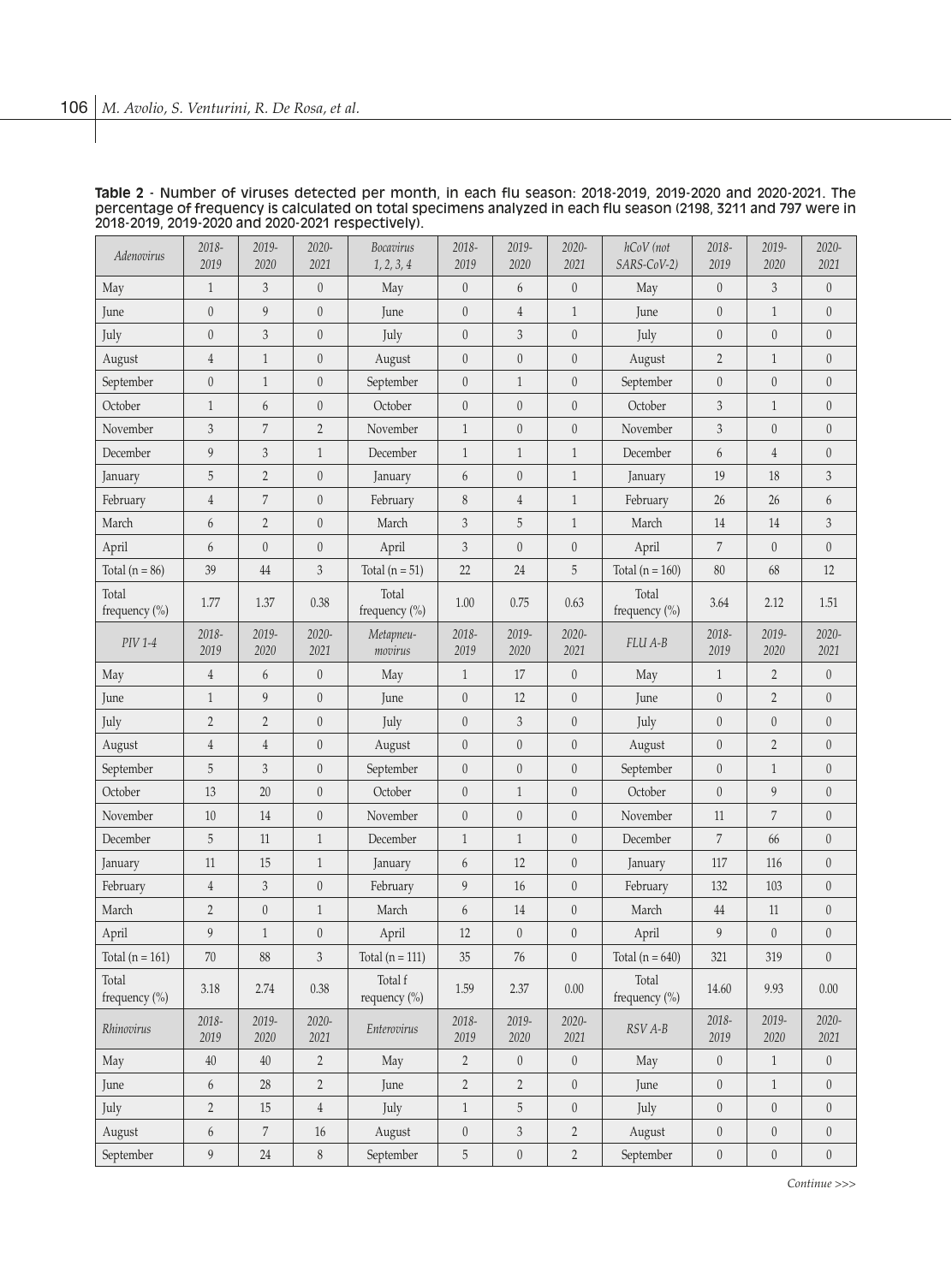**Table 2** - Number of viruses detected per month, in each flu season: 2018-2019, 2019-2020 and 2020-2021. The percentage of frequency is calculated on total specimens analyzed in each flu season (2198, 3211 and 797 were in 2018-2019, 2019-2020 and 2020-2021 respectively).

| *Adenovirus* | *2018-2019* | *2019-2020* | *2020-2021* | *Bocavirus 1, 2, 3, 4* | *2018-2019* | *2019-2020* | *2020-2021* | *hCoV (not SARS-CoV-2)* | *2018-2019* | *2019-2020* | *2020-2021* |
|---|---|---|---|---|---|---|---|---|---|---|---|
| May | 1 | 3 | 0 | May | 0 | 6 | 0 | May | 0 | 3 | 0 |
| June | 0 | 9 | 0 | June | 0 | 4 | 1 | June | 0 | 1 | 0 |
| July | 0 | 3 | 0 | July | 0 | 3 | 0 | July | 0 | 0 | 0 |
| August | 4 | 1 | 0 | August | 0 | 0 | 0 | August | 2 | 1 | 0 |
| September | 0 | 1 | 0 | September | 0 | 1 | 0 | September | 0 | 0 | 0 |
| October | 1 | 6 | 0 | October | 0 | 0 | 0 | October | 3 | 1 | 0 |
| November | 3 | 7 | 2 | November | 1 | 0 | 0 | November | 3 | 0 | 0 |
| December | 9 | 3 | 1 | December | 1 | 1 | 1 | December | 6 | 4 | 0 |
| January | 5 | 2 | 0 | January | 6 | 0 | 1 | January | 19 | 18 | 3 |
| February | 4 | 7 | 0 | February | 8 | 4 | 1 | February | 26 | 26 | 6 |
| March | 6 | 2 | 0 | March | 3 | 5 | 1 | March | 14 | 14 | 3 |
| April | 6 | 0 | 0 | April | 3 | 0 | 0 | April | 7 | 0 | 0 |
| Total (n = 86) | 39 | 44 | 3 | Total (n = 51) | 22 | 24 | 5 | Total (n = 160) | 80 | 68 | 12 |
| Total frequency (%) | 1.77 | 1.37 | 0.38 | Total frequency (%) | 1.00 | 0.75 | 0.63 | Total frequency (%) | 3.64 | 2.12 | 1.51 |
| *PIV 1-4* | *2018-2019* | *2019-2020* | *2020-2021* | *Metapneumovirus* | *2018-2019* | *2019-2020* | *2020-2021* | *FLU A-B* | *2018-2019* | *2019-2020* | *2020-2021* |
| May | 4 | 6 | 0 | May | 1 | 17 | 0 | May | 1 | 2 | 0 |
| June | 1 | 9 | 0 | June | 0 | 12 | 0 | June | 0 | 2 | 0 |
| July | 2 | 2 | 0 | July | 0 | 3 | 0 | July | 0 | 0 | 0 |
| August | 4 | 4 | 0 | August | 0 | 0 | 0 | August | 0 | 2 | 0 |
| September | 5 | 3 | 0 | September | 0 | 0 | 0 | September | 0 | 1 | 0 |
| October | 13 | 20 | 0 | October | 0 | 1 | 0 | October | 0 | 9 | 0 |
| November | 10 | 14 | 0 | November | 0 | 0 | 0 | November | 11 | 7 | 0 |
| December | 5 | 11 | 1 | December | 1 | 1 | 0 | December | 7 | 66 | 0 |
| January | 11 | 15 | 1 | January | 6 | 12 | 0 | January | 117 | 116 | 0 |
| February | 4 | 3 | 0 | February | 9 | 16 | 0 | February | 132 | 103 | 0 |
| March | 2 | 0 | 1 | March | 6 | 14 | 0 | March | 44 | 11 | 0 |
| April | 9 | 1 | 0 | April | 12 | 0 | 0 | April | 9 | 0 | 0 |
| Total (n = 161) | 70 | 88 | 3 | Total (n = 111) | 35 | 76 | 0 | Total (n = 640) | 321 | 319 | 0 |
| Total frequency (%) | 3.18 | 2.74 | 0.38 | Total f requency (%) | 1.59 | 2.37 | 0.00 | Total frequency (%) | 14.60 | 9.93 | 0.00 |
| *Rhinovirus* | *2018-2019* | *2019-2020* | *2020-2021* | *Enterovirus* | *2018-2019* | *2019-2020* | *2020-2021* | *RSV A-B* | *2018-2019* | *2019-2020* | *2020-2021* |
| May | 40 | 40 | 2 | May | 2 | 0 | 0 | May | 0 | 1 | 0 |
| June | 6 | 28 | 2 | June | 2 | 2 | 0 | June | 0 | 1 | 0 |
| July | 2 | 15 | 4 | July | 1 | 5 | 0 | July | 0 | 0 | 0 |
| August | 6 | 7 | 16 | August | 0 | 3 | 2 | August | 0 | 0 | 0 |
| September | 9 | 24 | 8 | September | 5 | 0 | 2 | September | 0 | 0 | 0 |

*Continue >>>*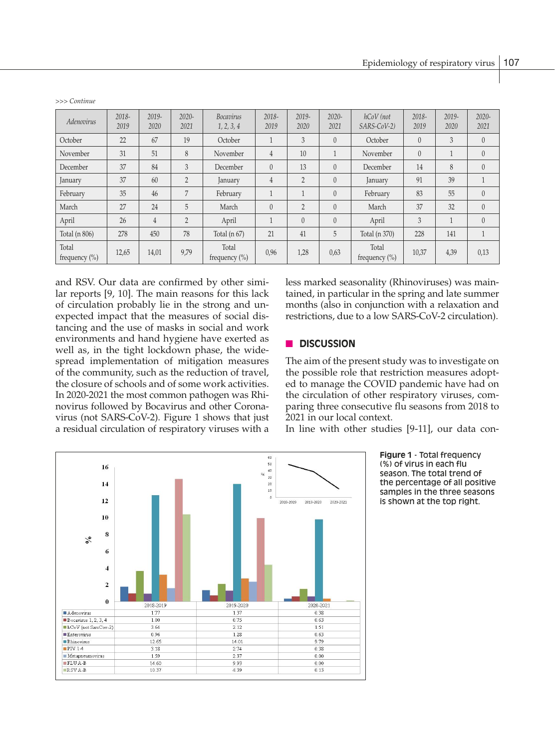>>> *Continue*

| *Adenovirus* | *2018-2019* | *2019-2020* | *2020-2021* | *Bocavirus 1, 2, 3, 4* | *2018-2019* | *2019-2020* | *2020-2021* | *hCoV (not SARS-CoV-2)* | *2018-2019* | *2019-2020* | *2020-2021* |
|---|---|---|---|---|---|---|---|---|---|---|---|
| October | 22 | 67 | 19 | October | 1 | 3 | 0 | October | 0 | 3 | 0 |
| November | 31 | 51 | 8 | November | 4 | 10 | 1 | November | 0 | 1 | 0 |
| December | 37 | 84 | 3 | December | 0 | 13 | 0 | December | 14 | 8 | 0 |
| January | 37 | 60 | 2 | January | 4 | 2 | 0 | January | 91 | 39 | 1 |
| February | 35 | 46 | 7 | February | 1 | 1 | 0 | February | 83 | 55 | 0 |
| March | 27 | 24 | 5 | March | 0 | 2 | 0 | March | 37 | 32 | 0 |
| April | 26 | 4 | 2 | April | 1 | 0 | 0 | April | 3 | 1 | 0 |
| Total (n 806) | 278 | 450 | 78 | Total (n 67) | 21 | 41 | 5 | Total (n 370) | 228 | 141 | 1 |
| Total frequency (%) | 12,65 | 14,01 | 9,79 | Total frequency (%) | 0,96 | 1,28 | 0,63 | Total frequency (%) | 10,37 | 4,39 | 0,13 |

and RSV. Our data are confirmed by other similar reports [9, 10]. The main reasons for this lack of circulation probably lie in the strong and unexpected impact that the measures of social distancing and the use of masks in social and work environments and hand hygiene have exerted as well as, in the tight lockdown phase, the widespread implementation of mitigation measures of the community, such as the reduction of travel, the closure of schools and of some work activities. In 2020-2021 the most common pathogen was Rhinovirus followed by Bocavirus and other Coronavirus (not SARS-CoV-2). Figure 1 shows that just a residual circulation of respiratory viruses with a less marked seasonality (Rhinoviruses) was maintained, in particular in the spring and late summer months (also in conjunction with a relaxation and restrictions, due to a low SARS-CoV-2 circulation).

## DISCUSSION

The aim of the present study was to investigate on the possible role that restriction measures adopted to manage the COVID pandemic have had on the circulation of other respiratory viruses, comparing three consecutive flu seasons from 2018 to 2021 in our local context.

In line with other studies [9-11], our data con-

| | 2018-2019 | 2019-2020 | 2020-2021 |
|---|---|---|---|
| Adenovirus | 1.77 | 1.37 | 0.38 |
| Bocavirus 1, 2, 3, 4 | 1.00 | 0.75 | 0.63 |
| hCoV (not SarsCov-2) | 3.64 | 2.12 | 1.51 |
| Enterovirus | 0.96 | 1.28 | 0.63 |
| Rhinovirus | 12.65 | 14.01 | 9.79 |
| PIV 1-4 | 3.18 | 2.74 | 0.38 |
| Metapneumovirus | 1.59 | 2.37 | 0.00 |
| FLU A-B | 14.60 | 9.93 | 0.00 |
| RSV A-B | 10.37 | 4.39 | 0.13 |

**Figure 1** - Total frequency (%) of virus in each flu season. The total trend of the percentage of all positive samples in the three seasons is shown at the top right.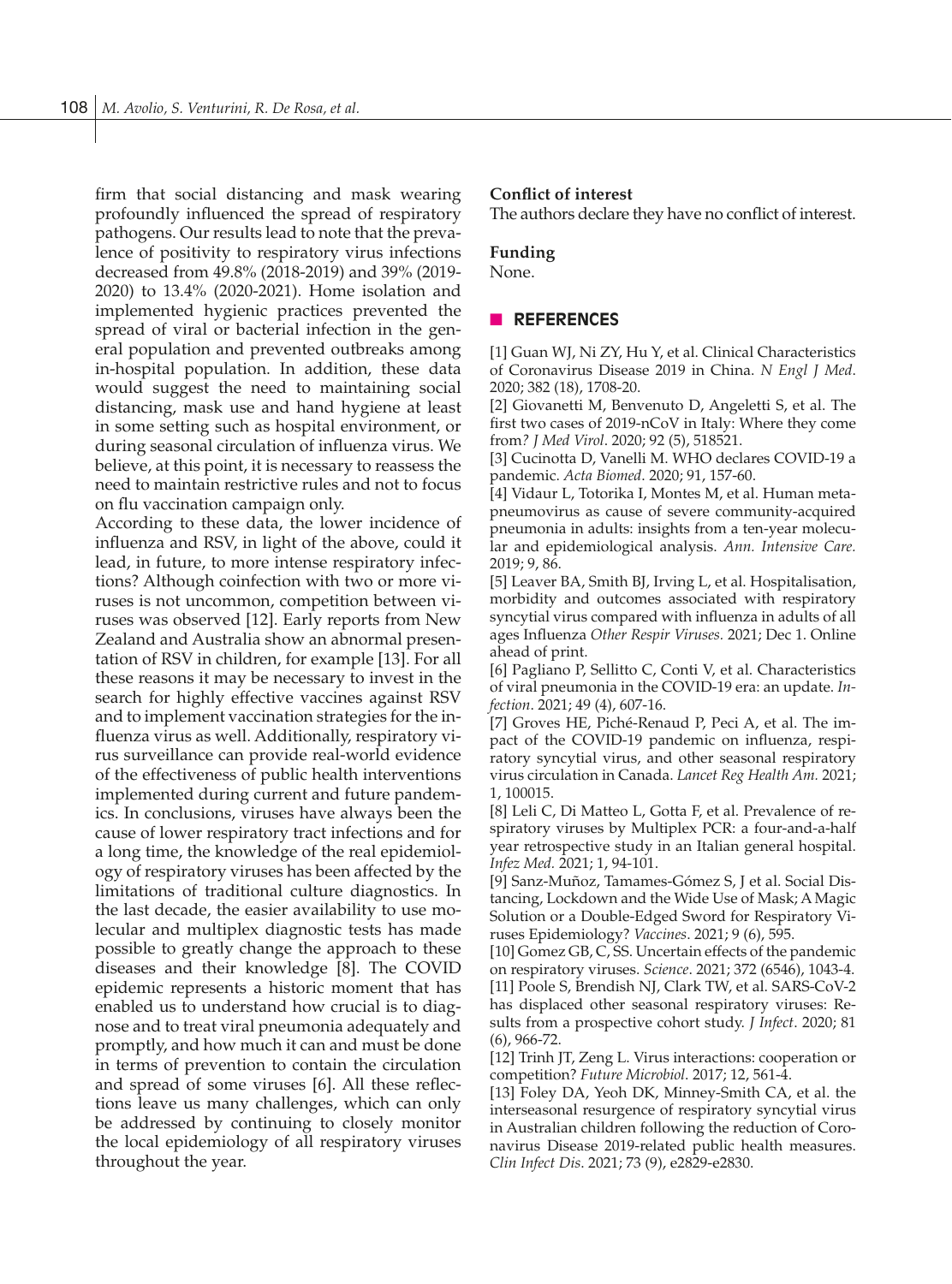firm that social distancing and mask wearing profoundly influenced the spread of respiratory pathogens. Our results lead to note that the prevalence of positivity to respiratory virus infections decreased from 49.8% (2018-2019) and 39% (2019-2020) to 13.4% (2020-2021). Home isolation and implemented hygienic practices prevented the spread of viral or bacterial infection in the general population and prevented outbreaks among in-hospital population. In addition, these data would suggest the need to maintaining social distancing, mask use and hand hygiene at least in some setting such as hospital environment, or during seasonal circulation of influenza virus. We believe, at this point, it is necessary to reassess the need to maintain restrictive rules and not to focus on flu vaccination campaign only.

According to these data, the lower incidence of influenza and RSV, in light of the above, could it lead, in future, to more intense respiratory infections? Although coinfection with two or more viruses is not uncommon, competition between viruses was observed [12]. Early reports from New Zealand and Australia show an abnormal presentation of RSV in children, for example [13]. For all these reasons it may be necessary to invest in the search for highly effective vaccines against RSV and to implement vaccination strategies for the influenza virus as well. Additionally, respiratory virus surveillance can provide real-world evidence of the effectiveness of public health interventions implemented during current and future pandemics. In conclusions, viruses have always been the cause of lower respiratory tract infections and for a long time, the knowledge of the real epidemiology of respiratory viruses has been affected by the limitations of traditional culture diagnostics. In the last decade, the easier availability to use molecular and multiplex diagnostic tests has made possible to greatly change the approach to these diseases and their knowledge [8]. The COVID epidemic represents a historic moment that has enabled us to understand how crucial is to diagnose and to treat viral pneumonia adequately and promptly, and how much it can and must be done in terms of prevention to contain the circulation and spread of some viruses [6]. All these reflections leave us many challenges, which can only be addressed by continuing to closely monitor the local epidemiology of all respiratory viruses throughout the year.

**Conflict of interest**

The authors declare they have no conflict of interest.

**Funding**

None.

## REFERENCES

[1] Guan WJ, Ni ZY, Hu Y, et al. Clinical Characteristics of Coronavirus Disease 2019 in China. *N Engl J Med*. 2020; 382 (18), 1708-20.

[2] Giovanetti M, Benvenuto D, Angeletti S, et al. The first two cases of 2019-nCoV in Italy: Where they come from? *J Med Virol*. 2020; 92 (5), 518521.

[3] Cucinotta D, Vanelli M. WHO declares COVID-19 a pandemic. *Acta Biomed*. 2020; 91, 157-60.

[4] Vidaur L, Totorika I, Montes M, et al. Human metapneumovirus as cause of severe community-acquired pneumonia in adults: insights from a ten-year molecular and epidemiological analysis. *Ann. Intensive Care.* 2019; 9, 86.

[5] Leaver BA, Smith BJ, Irving L, et al. Hospitalisation, morbidity and outcomes associated with respiratory syncytial virus compared with influenza in adults of all ages Influenza *Other Respir Viruses*. 2021; Dec 1. Online ahead of print.

[6] Pagliano P, Sellitto C, Conti V, et al. Characteristics of viral pneumonia in the COVID-19 era: an update. *Infection*. 2021; 49 (4), 607-16.

[7] Groves HE, Piché-Renaud P, Peci A, et al. The impact of the COVID-19 pandemic on influenza, respiratory syncytial virus, and other seasonal respiratory virus circulation in Canada. *Lancet Reg Health Am.* 2021; 1, 100015.

[8] Leli C, Di Matteo L, Gotta F, et al. Prevalence of respiratory viruses by Multiplex PCR: a four-and-a-half year retrospective study in an Italian general hospital. *Infez Med.* 2021; 1, 94-101.

[9] Sanz-Muñoz, Tamames-Gómez S, J et al. Social Distancing, Lockdown and the Wide Use of Mask; A Magic Solution or a Double-Edged Sword for Respiratory Viruses Epidemiology? *Vaccines*. 2021; 9 (6), 595.

[10] Gomez GB, C, SS. Uncertain effects of the pandemic on respiratory viruses. *Science*. 2021; 372 (6546), 1043-4.

[11] Poole S, Brendish NJ, Clark TW, et al. SARS-CoV-2 has displaced other seasonal respiratory viruses: Results from a prospective cohort study. *J Infect*. 2020; 81 (6), 966-72.

[12] Trinh JT, Zeng L. Virus interactions: cooperation or competition? *Future Microbiol.* 2017; 12, 561-4.

[13] Foley DA, Yeoh DK, Minney-Smith CA, et al. the interseasonal resurgence of respiratory syncytial virus in Australian children following the reduction of Coronavirus Disease 2019-related public health measures. *Clin Infect Dis*. 2021; 73 (9), e2829-e2830.